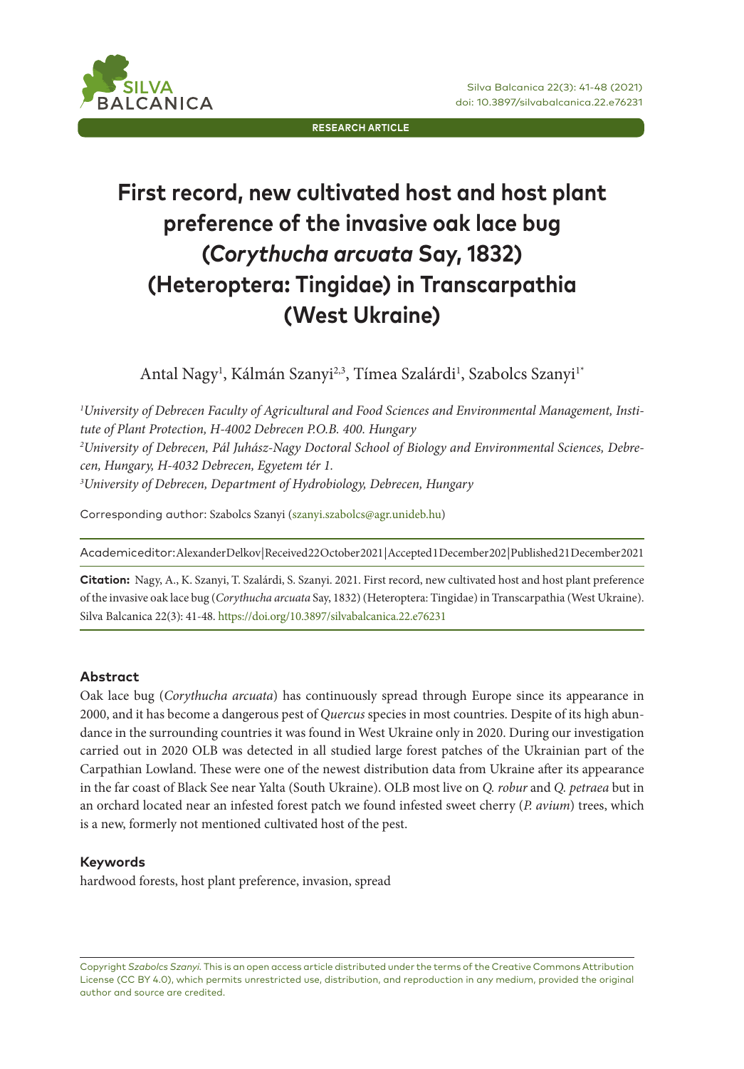RESEARCH ARTICLE

# First record, new cultivated host and host plant preference of the invasive oak lace bug (*Corythucha arcuata* Say, 1832) (Heteroptera: Tingidae) in Transcarpathia (West Ukraine)

Antal Nagy[1], Kálmán Szanyi[2,3], Tímea Szalárdi[1], Szabolcs Szanyi[1*]

*[1]University of Debrecen Faculty of Agricultural and Food Sciences and Environmental Management, Institute of Plant Protection, H-4002 Debrecen P.O.B. 400. Hungary*
*[2]University of Debrecen, Pál Juhász-Nagy Doctoral School of Biology and Environmental Sciences, Debrecen, Hungary, H-4032 Debrecen, Egyetem tér 1.*
*[3]University of Debrecen, Department of Hydrobiology, Debrecen, Hungary*

Corresponding author: Szabolcs Szanyi (szanyi.szabolcs@agr.unideb.hu)

Academic editor: Alexander Delkov | Received 22 October 2021 | Accepted 1 December 202 | Published 21 December 2021

**Citation:** Nagy, A., K. Szanyi, T. Szalárdi, S. Szanyi. 2021. First record, new cultivated host and host plant preference of the invasive oak lace bug (*Corythucha arcuata* Say, 1832) (Heteroptera: Tingidae) in Transcarpathia (West Ukraine). Silva Balcanica 22(3): 41-48. https://doi.org/10.3897/silvabalcanica.22.e76231

### Abstract

Oak lace bug (*Corythucha arcuata*) has continuously spread through Europe since its appearance in 2000, and it has become a dangerous pest of *Quercus* species in most countries. Despite of its high abundance in the surrounding countries it was found in West Ukraine only in 2020. During our investigation carried out in 2020 OLB was detected in all studied large forest patches of the Ukrainian part of the Carpathian Lowland. These were one of the newest distribution data from Ukraine after its appearance in the far coast of Black See near Yalta (South Ukraine). OLB most live on *Q. robur* and *Q. petraea* but in an orchard located near an infested forest patch we found infested sweet cherry (*P. avium*) trees, which is a new, formerly not mentioned cultivated host of the pest.

### Keywords

hardwood forests, host plant preference, invasion, spread

Copyright *Szabolcs Szanyi*. This is an open access article distributed under the terms of the Creative Commons Attribution License (CC BY 4.0), which permits unrestricted use, distribution, and reproduction in any medium, provided the original author and source are credited.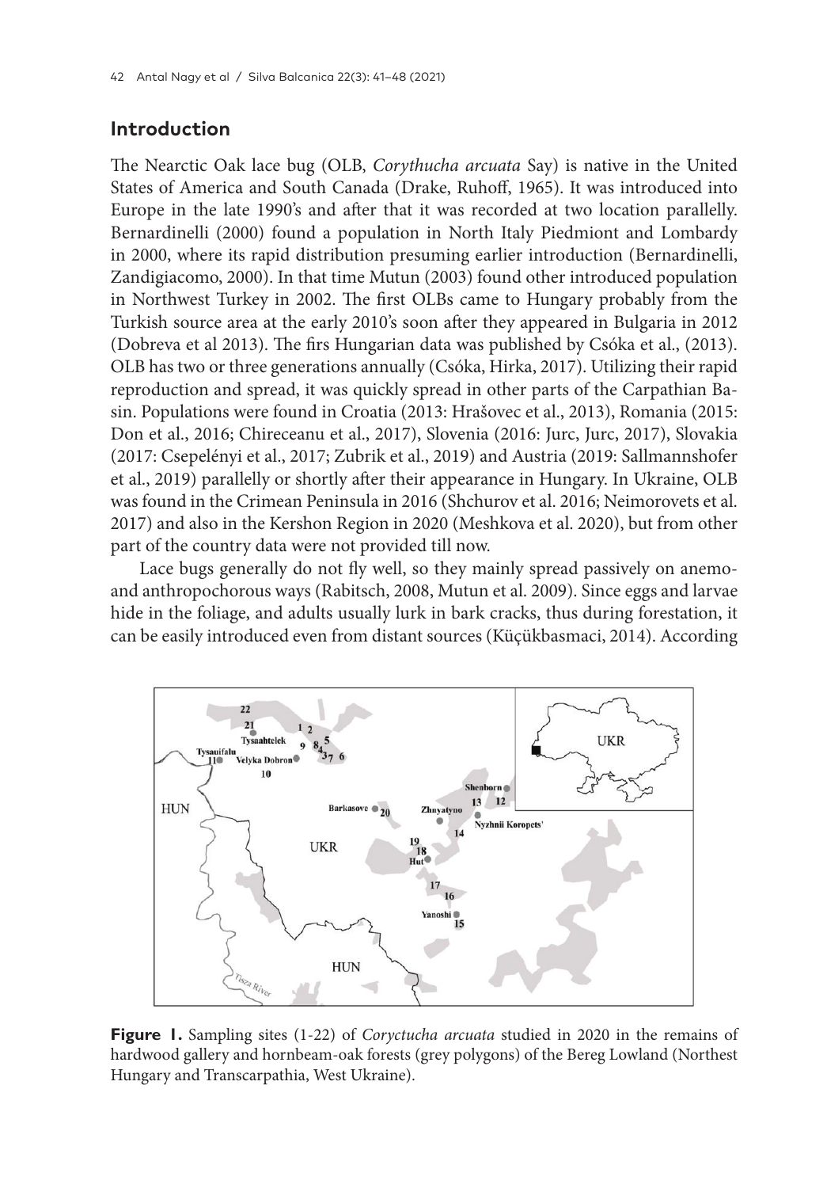## Introduction

The Nearctic Oak lace bug (OLB, *Corythucha arcuata* Say) is native in the United States of America and South Canada (Drake, Ruhoff, 1965). It was introduced into Europe in the late 1990's and after that it was recorded at two location parallelly. Bernardinelli (2000) found a population in North Italy Piedmiont and Lombardy in 2000, where its rapid distribution presuming earlier introduction (Bernardinelli, Zandigiacomo, 2000). In that time Mutun (2003) found other introduced population in Northwest Turkey in 2002. The first OLBs came to Hungary probably from the Turkish source area at the early 2010's soon after they appeared in Bulgaria in 2012 (Dobreva et al 2013). The firs Hungarian data was published by Csóka et al., (2013). OLB has two or three generations annually (Csóka, Hirka, 2017). Utilizing their rapid reproduction and spread, it was quickly spread in other parts of the Carpathian Basin. Populations were found in Croatia (2013: Hrašovec et al., 2013), Romania (2015: Don et al., 2016; Chireceanu et al., 2017), Slovenia (2016: Jurc, Jurc, 2017), Slovakia (2017: Csepelényi et al., 2017; Zubrik et al., 2019) and Austria (2019: Sallmannshofer et al., 2019) parallelly or shortly after their appearance in Hungary. In Ukraine, OLB was found in the Crimean Peninsula in 2016 (Shchurov et al. 2016; Neimorovets et al. 2017) and also in the Kershon Region in 2020 (Meshkova et al. 2020), but from other part of the country data were not provided till now.

Lace bugs generally do not fly well, so they mainly spread passively on anemo- and anthropochorous ways (Rabitsch, 2008, Mutun et al. 2009). Since eggs and larvae hide in the foliage, and adults usually lurk in bark cracks, thus during forestation, it can be easily introduced even from distant sources (Küçükbasmaci, 2014). According

**Figure 1.** Sampling sites (1-22) of *Coryctucha arcuata* studied in 2020 in the remains of hardwood gallery and hornbeam-oak forests (grey polygons) of the Bereg Lowland (Northest Hungary and Transcarpathia, West Ukraine).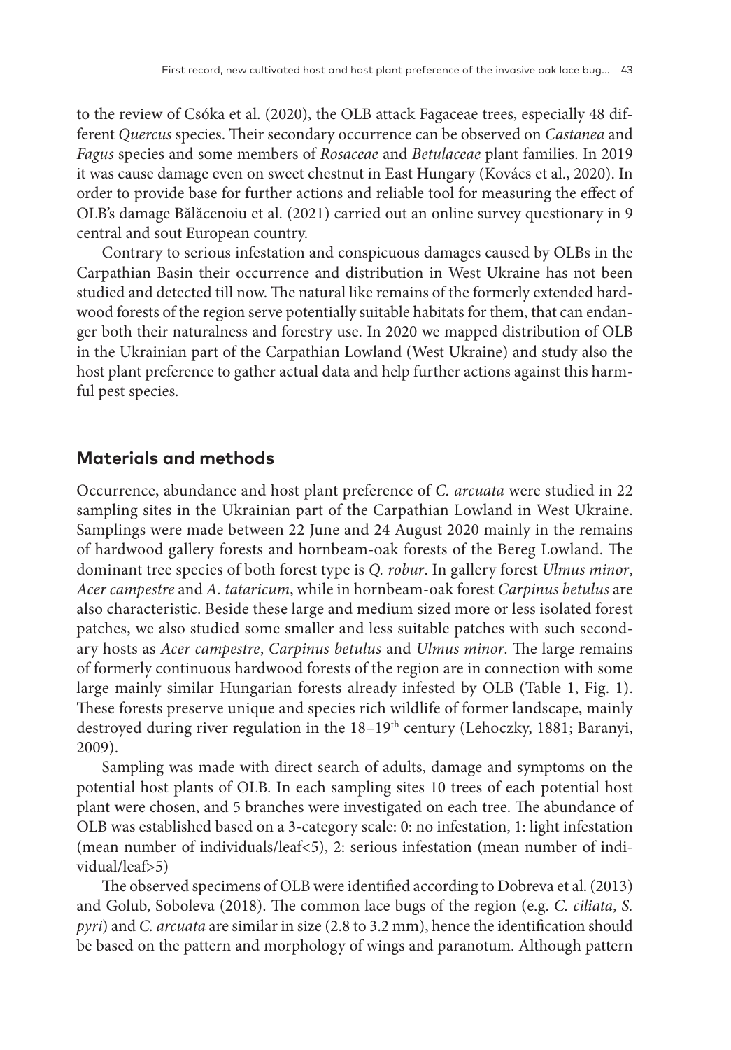to the review of Csóka et al. (2020), the OLB attack Fagaceae trees, especially 48 different *Quercus* species. Their secondary occurrence can be observed on *Castanea* and *Fagus* species and some members of *Rosaceae* and *Betulaceae* plant families. In 2019 it was cause damage even on sweet chestnut in East Hungary (Kovács et al., 2020). In order to provide base for further actions and reliable tool for measuring the effect of OLB's damage Bălăcenoiu et al. (2021) carried out an online survey questionary in 9 central and sout European country.

Contrary to serious infestation and conspicuous damages caused by OLBs in the Carpathian Basin their occurrence and distribution in West Ukraine has not been studied and detected till now. The natural like remains of the formerly extended hardwood forests of the region serve potentially suitable habitats for them, that can endanger both their naturalness and forestry use. In 2020 we mapped distribution of OLB in the Ukrainian part of the Carpathian Lowland (West Ukraine) and study also the host plant preference to gather actual data and help further actions against this harmful pest species.

## Materials and methods

Occurrence, abundance and host plant preference of *C. arcuata* were studied in 22 sampling sites in the Ukrainian part of the Carpathian Lowland in West Ukraine. Samplings were made between 22 June and 24 August 2020 mainly in the remains of hardwood gallery forests and hornbeam-oak forests of the Bereg Lowland. The dominant tree species of both forest type is *Q. robur*. In gallery forest *Ulmus minor*, *Acer campestre* and *A. tataricum*, while in hornbeam-oak forest *Carpinus betulus* are also characteristic. Beside these large and medium sized more or less isolated forest patches, we also studied some smaller and less suitable patches with such secondary hosts as *Acer campestre*, *Carpinus betulus* and *Ulmus minor*. The large remains of formerly continuous hardwood forests of the region are in connection with some large mainly similar Hungarian forests already infested by OLB (Table 1, Fig. 1). These forests preserve unique and species rich wildlife of former landscape, mainly destroyed during river regulation in the 18–19th century (Lehoczky, 1881; Baranyi, 2009).

Sampling was made with direct search of adults, damage and symptoms on the potential host plants of OLB. In each sampling sites 10 trees of each potential host plant were chosen, and 5 branches were investigated on each tree. The abundance of OLB was established based on a 3-category scale: 0: no infestation, 1: light infestation (mean number of individuals/leaf<5), 2: serious infestation (mean number of individual/leaf>5)

The observed specimens of OLB were identified according to Dobreva et al. (2013) and Golub, Soboleva (2018). The common lace bugs of the region (e.g. *C. ciliata*, *S. pyri*) and *C. arcuata* are similar in size (2.8 to 3.2 mm), hence the identification should be based on the pattern and morphology of wings and paranotum. Although pattern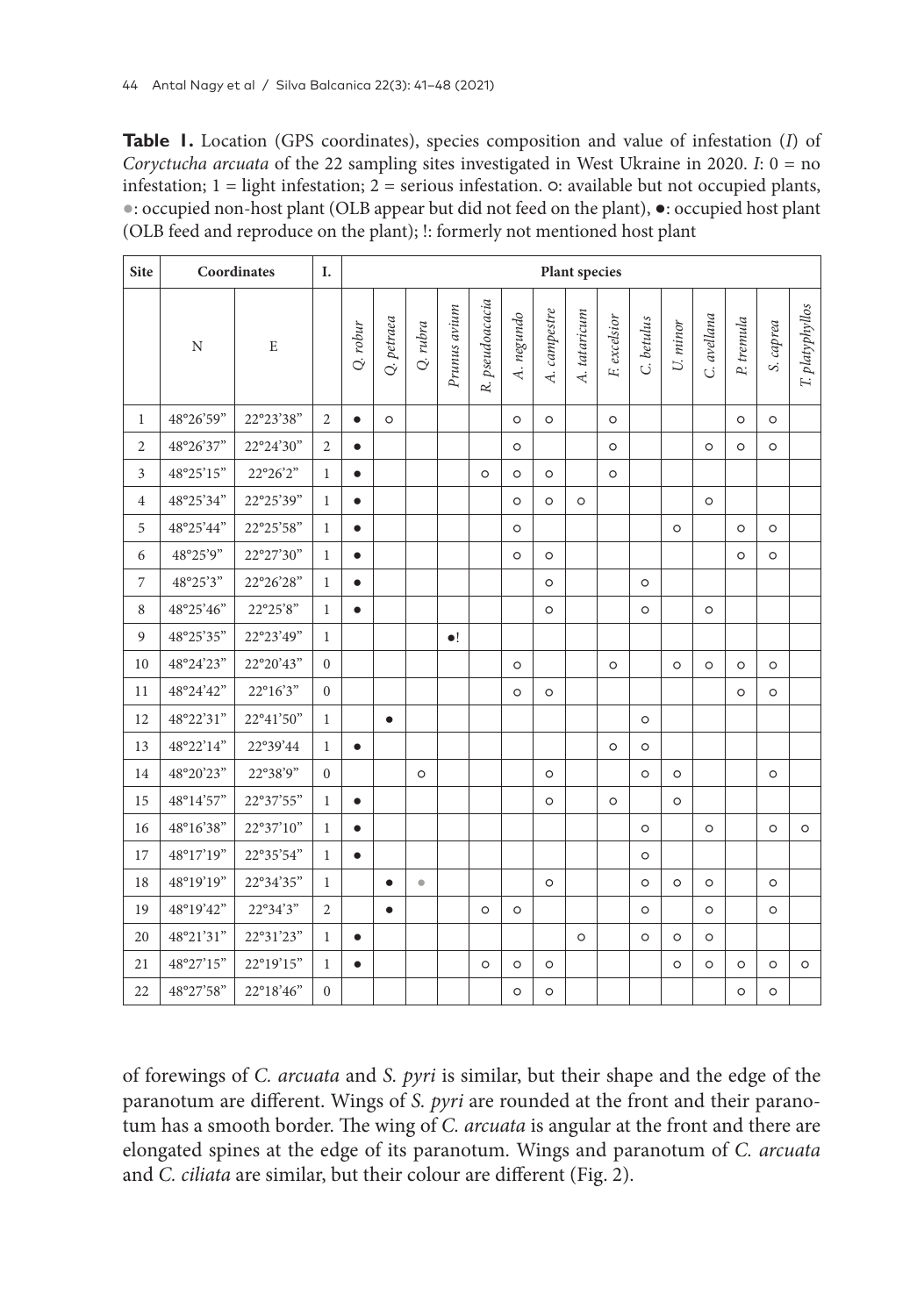**Table 1.** Location (GPS coordinates), species composition and value of infestation (*I*) of *Corytucha arcuata* of the 22 sampling sites investigated in West Ukraine in 2020. *I*: 0 = no infestation; 1 = light infestation; 2 = serious infestation. ○: available but not occupied plants, •: occupied non-host plant (OLB appear but did not feed on the plant), ●: occupied host plant (OLB feed and reproduce on the plant); !: formerly not mentioned host plant

| Site | Coordinates | | I. | Plant species | | | | | | | | | | | | | | |
|---|---|---|---|---|---|---|---|---|---|---|---|---|---|---|---|---|---|---|
| | N | E | | *Q. robur* | *Q. petraea* | *Q. rubra* | *Prunus avium* | *R. pseudoacacia* | *A. negundo* | *A. campestre* | *A. tataricum* | *F. excelsior* | *C. betulus* | *U. minor* | *C. avellana* | *P. tremula* | *S. caprea* | *T. platyphyllos* |
| 1 | 48°26'59" | 22°23'38" | 2 | ● | ○ | | | | ○ | ○ | | ○ | | | | ○ | ○ | |
| 2 | 48°26'37" | 22°24'30" | 2 | ● | | | | | ○ | | | ○ | | | ○ | ○ | ○ | |
| 3 | 48°25'15" | 22°26'2" | 1 | ● | | | | ○ | ○ | ○ | | ○ | | | | | | |
| 4 | 48°25'34" | 22°25'39" | 1 | ● | | | | | ○ | ○ | ○ | | | | ○ | | | |
| 5 | 48°25'44" | 22°25'58" | 1 | ● | | | | | ○ | | | | | ○ | | ○ | ○ | |
| 6 | 48°25'9" | 22°27'30" | 1 | ● | | | | | ○ | ○ | | | | | | ○ | ○ | |
| 7 | 48°25'3" | 22°26'28" | 1 | ● | | | | | | ○ | | | ○ | | | | | |
| 8 | 48°25'46" | 22°25'8" | 1 | ● | | | | | | ○ | | | ○ | | ○ | | | |
| 9 | 48°25'35" | 22°23'49" | 1 | | | | ●! | | | | | | | | | | | |
| 10 | 48°24'23" | 22°20'43" | 0 | | | | | | ○ | | | ○ | | ○ | ○ | ○ | ○ | |
| 11 | 48°24'42" | 22°16'3" | 0 | | | | | | ○ | ○ | | | | | | ○ | ○ | |
| 12 | 48°22'31" | 22°41'50" | 1 | | ● | | | | | | | | ○ | | | | | |
| 13 | 48°22'14" | 22°39'44 | 1 | ● | | | | | | | | ○ | ○ | | | | | |
| 14 | 48°20'23" | 22°38'9" | 0 | | | ○ | | | | ○ | | | ○ | ○ | | | ○ | |
| 15 | 48°14'57" | 22°37'55" | 1 | ● | | | | | | ○ | | ○ | | ○ | | | | |
| 16 | 48°16'38" | 22°37'10" | 1 | ● | | | | | | | | | ○ | | ○ | | ○ | ○ |
| 17 | 48°17'19" | 22°35'54" | 1 | ● | | | | | | | | | ○ | | | | | |
| 18 | 48°19'19" | 22°34'35" | 1 | | ● | • | | | | ○ | | | ○ | ○ | ○ | | ○ | |
| 19 | 48°19'42" | 22°34'3" | 2 | | ● | | | ○ | ○ | | | | ○ | | ○ | | ○ | |
| 20 | 48°21'31" | 22°31'23" | 1 | ● | | | | | | | ○ | | ○ | ○ | ○ | | | |
| 21 | 48°27'15" | 22°19'15" | 1 | ● | | | | ○ | ○ | ○ | | | | ○ | ○ | ○ | ○ | ○ |
| 22 | 48°27'58" | 22°18'46" | 0 | | | | | | ○ | ○ | | | | | | ○ | ○ | |

of forewings of *C. arcuata* and *S. pyri* is similar, but their shape and the edge of the paranotum are different. Wings of *S. pyri* are rounded at the front and their paranotum has a smooth border. The wing of *C. arcuata* is angular at the front and there are elongated spines at the edge of its paranotum. Wings and paranotum of *C. arcuata* and *C. ciliata* are similar, but their colour are different (Fig. 2).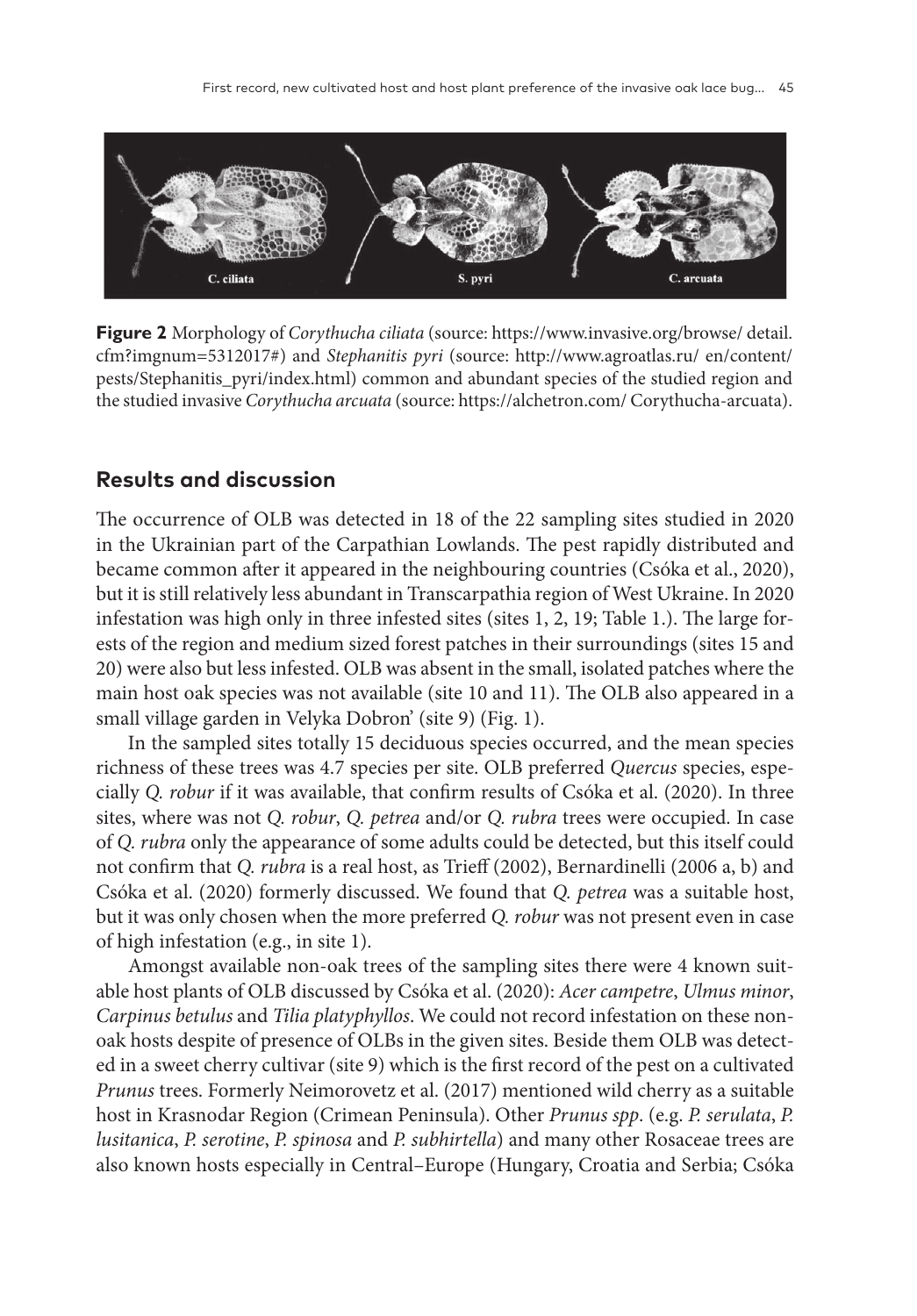**Figure 2** Morphology of *Corythucha ciliata* (source: https://www.invasive.org/browse/ detail. cfm?imgnum=5312017#) and *Stephanitis pyri* (source: http://www.agroatlas.ru/ en/content/ pests/Stephanitis_pyri/index.html) common and abundant species of the studied region and the studied invasive *Corythucha arcuata* (source: https://alchetron.com/ Corythucha-arcuata).

## Results and discussion

The occurrence of OLB was detected in 18 of the 22 sampling sites studied in 2020 in the Ukrainian part of the Carpathian Lowlands. The pest rapidly distributed and became common after it appeared in the neighbouring countries (Csóka et al., 2020), but it is still relatively less abundant in Transcarpathia region of West Ukraine. In 2020 infestation was high only in three infested sites (sites 1, 2, 19; Table 1.). The large forests of the region and medium sized forest patches in their surroundings (sites 15 and 20) were also but less infested. OLB was absent in the small, isolated patches where the main host oak species was not available (site 10 and 11). The OLB also appeared in a small village garden in Velyka Dobron' (site 9) (Fig. 1).

In the sampled sites totally 15 deciduous species occurred, and the mean species richness of these trees was 4.7 species per site. OLB preferred *Quercus* species, especially *Q. robur* if it was available, that confirm results of Csóka et al. (2020). In three sites, where was not *Q. robur*, *Q. petrea* and/or *Q. rubra* trees were occupied. In case of *Q. rubra* only the appearance of some adults could be detected, but this itself could not confirm that *Q. rubra* is a real host, as Trieff (2002), Bernardinelli (2006 a, b) and Csóka et al. (2020) formerly discussed. We found that *Q. petrea* was a suitable host, but it was only chosen when the more preferred *Q. robur* was not present even in case of high infestation (e.g., in site 1).

Amongst available non-oak trees of the sampling sites there were 4 known suitable host plants of OLB discussed by Csóka et al. (2020): *Acer campetre*, *Ulmus minor*, *Carpinus betulus* and *Tilia platyphyllos*. We could not record infestation on these non-oak hosts despite of presence of OLBs in the given sites. Beside them OLB was detected in a sweet cherry cultivar (site 9) which is the first record of the pest on a cultivated *Prunus* trees. Formerly Neimorovetz et al. (2017) mentioned wild cherry as a suitable host in Krasnodar Region (Crimean Peninsula). Other *Prunus spp*. (e.g. *P. serulata*, *P. lusitanica*, *P. serotine*, *P. spinosa* and *P. subhirtella*) and many other Rosaceae trees are also known hosts especially in Central–Europe (Hungary, Croatia and Serbia; Csóka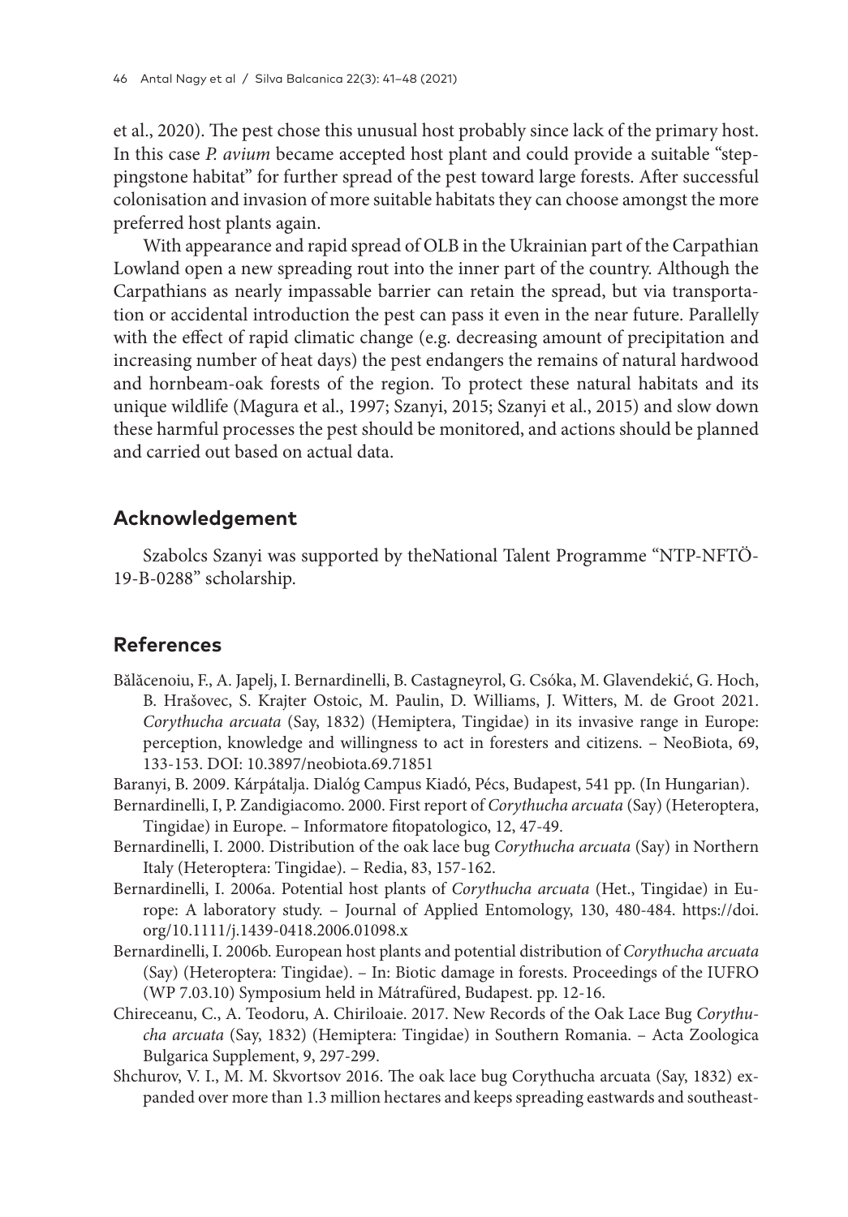et al., 2020). The pest chose this unusual host probably since lack of the primary host. In this case *P. avium* became accepted host plant and could provide a suitable "steppingstone habitat" for further spread of the pest toward large forests. After successful colonisation and invasion of more suitable habitats they can choose amongst the more preferred host plants again.

With appearance and rapid spread of OLB in the Ukrainian part of the Carpathian Lowland open a new spreading rout into the inner part of the country. Although the Carpathians as nearly impassable barrier can retain the spread, but via transportation or accidental introduction the pest can pass it even in the near future. Parallelly with the effect of rapid climatic change (e.g. decreasing amount of precipitation and increasing number of heat days) the pest endangers the remains of natural hardwood and hornbeam-oak forests of the region. To protect these natural habitats and its unique wildlife (Magura et al., 1997; Szanyi, 2015; Szanyi et al., 2015) and slow down these harmful processes the pest should be monitored, and actions should be planned and carried out based on actual data.

## Acknowledgement

Szabolcs Szanyi was supported by theNational Talent Programme "NTP-NFTÖ-19-B-0288" scholarship.

## References

Bălăcenoiu, F., A. Japelj, I. Bernardinelli, B. Castagneyrol, G. Csóka, M. Glavendekić, G. Hoch, B. Hrašovec, S. Krajter Ostoic, M. Paulin, D. Williams, J. Witters, M. de Groot 2021. *Corythucha arcuata* (Say, 1832) (Hemiptera, Tingidae) in its invasive range in Europe: perception, knowledge and willingness to act in foresters and citizens. – NeoBiota, 69, 133-153. DOI: 10.3897/neobiota.69.71851

Baranyi, B. 2009. Kárpátalja. Dialóg Campus Kiadó, Pécs, Budapest, 541 pp. (In Hungarian).

Bernardinelli, I, P. Zandigiacomo. 2000. First report of *Corythucha arcuata* (Say) (Heteroptera, Tingidae) in Europe. – Informatore fitopatologico, 12, 47-49.

Bernardinelli, I. 2000. Distribution of the oak lace bug *Corythucha arcuata* (Say) in Northern Italy (Heteroptera: Tingidae). – Redia, 83, 157-162.

Bernardinelli, I. 2006a. Potential host plants of *Corythucha arcuata* (Het., Tingidae) in Europe: A laboratory study. – Journal of Applied Entomology, 130, 480-484. https://doi.org/10.1111/j.1439-0418.2006.01098.x

Bernardinelli, I. 2006b. European host plants and potential distribution of *Corythucha arcuata* (Say) (Heteroptera: Tingidae). – In: Biotic damage in forests. Proceedings of the IUFRO (WP 7.03.10) Symposium held in Mátrafüred, Budapest. pp. 12-16.

Chireceanu, C., A. Teodoru, A. Chiriloaie. 2017. New Records of the Oak Lace Bug *Corythucha arcuata* (Say, 1832) (Hemiptera: Tingidae) in Southern Romania. – Acta Zoologica Bulgarica Supplement, 9, 297-299.

Shchurov, V. I., M. M. Skvortsov 2016. The oak lace bug Corythucha arcuata (Say, 1832) expanded over more than 1.3 million hectares and keeps spreading eastwards and southeast-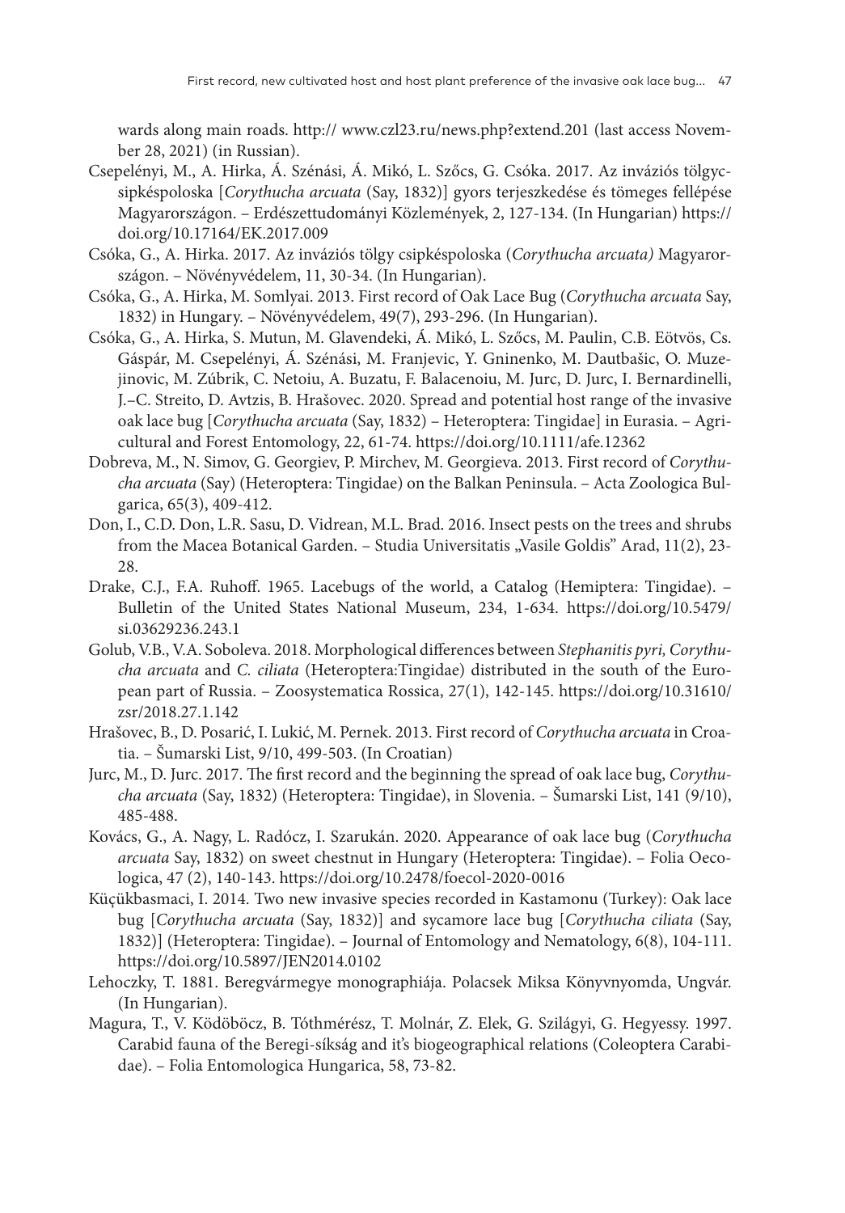wards along main roads. http:// www.czl23.ru/news.php?extend.201 (last access November 28, 2021) (in Russian).

Csepelényi, M., A. Hirka, Á. Szénási, Á. Mikó, L. Szőcs, G. Csóka. 2017. Az inváziós tölgycsipkéspoloska [*Corythucha arcuata* (Say, 1832)] gyors terjeszkedése és tömeges fellépése Magyarországon. – Erdészettudományi Közlemények, 2, 127-134. (In Hungarian) https://doi.org/10.17164/EK.2017.009

Csóka, G., A. Hirka. 2017. Az inváziós tölgy csipkéspoloska (*Corythucha arcuata)* Magyarországon. – Növényvédelem, 11, 30-34. (In Hungarian).

Csóka, G., A. Hirka, M. Somlyai. 2013. First record of Oak Lace Bug (*Corythucha arcuata* Say, 1832) in Hungary. – Növényvédelem, 49(7), 293-296. (In Hungarian).

Csóka, G., A. Hirka, S. Mutun, M. Glavendeki, Á. Mikó, L. Szőcs, M. Paulin, C.B. Eötvös, Cs. Gáspár, M. Csepelényi, Á. Szénási, M. Franjevic, Y. Gninenko, M. Dautbašic, O. Muzejinovic, M. Zúbrik, C. Netoiu, A. Buzatu, F. Balacenoiu, M. Jurc, D. Jurc, I. Bernardinelli, J.–C. Streito, D. Avtzis, B. Hrašovec. 2020. Spread and potential host range of the invasive oak lace bug [*Corythucha arcuata* (Say, 1832) – Heteroptera: Tingidae] in Eurasia. – Agricultural and Forest Entomology, 22, 61-74. https://doi.org/10.1111/afe.12362

Dobreva, M., N. Simov, G. Georgiev, P. Mirchev, M. Georgieva. 2013. First record of *Corythucha arcuata* (Say) (Heteroptera: Tingidae) on the Balkan Peninsula. – Acta Zoologica Bulgarica, 65(3), 409-412.

Don, I., C.D. Don, L.R. Sasu, D. Vidrean, M.L. Brad. 2016. Insect pests on the trees and shrubs from the Macea Botanical Garden. – Studia Universitatis „Vasile Goldis" Arad, 11(2), 23-28.

Drake, C.J., F.A. Ruhoff. 1965. Lacebugs of the world, a Catalog (Hemiptera: Tingidae). – Bulletin of the United States National Museum, 234, 1-634. https://doi.org/10.5479/si.03629236.243.1

Golub, V.B., V.A. Soboleva. 2018. Morphological differences between *Stephanitis pyri, Corythucha arcuata* and *C. ciliata* (Heteroptera:Tingidae) distributed in the south of the European part of Russia. – Zoosystematica Rossica, 27(1), 142-145. https://doi.org/10.31610/zsr/2018.27.1.142

Hrašovec, B., D. Posarić, I. Lukić, M. Pernek. 2013. First record of *Corythucha arcuata* in Croatia. – Šumarski List, 9/10, 499-503. (In Croatian)

Jurc, M., D. Jurc. 2017. The first record and the beginning the spread of oak lace bug, *Corythucha arcuata* (Say, 1832) (Heteroptera: Tingidae), in Slovenia. – Šumarski List, 141 (9/10), 485-488.

Kovács, G., A. Nagy, L. Radócz, I. Szarukán. 2020. Appearance of oak lace bug (*Corythucha arcuata* Say, 1832) on sweet chestnut in Hungary (Heteroptera: Tingidae). – Folia Oecologica, 47 (2), 140-143. https://doi.org/10.2478/foecol-2020-0016

Küçükbasmaci, I. 2014. Two new invasive species recorded in Kastamonu (Turkey): Oak lace bug [*Corythucha arcuata* (Say, 1832)] and sycamore lace bug [*Corythucha ciliata* (Say, 1832)] (Heteroptera: Tingidae). – Journal of Entomology and Nematology, 6(8), 104-111. https://doi.org/10.5897/JEN2014.0102

Lehoczky, T. 1881. Beregvármegye monographiája. Polacsek Miksa Könyvnyomda, Ungvár. (In Hungarian).

Magura, T., V. Ködöböcz, B. Tóthmérész, T. Molnár, Z. Elek, G. Szilágyi, G. Hegyessy. 1997. Carabid fauna of the Beregi-síkság and it's biogeographical relations (Coleoptera Carabidae). – Folia Entomologica Hungarica, 58, 73-82.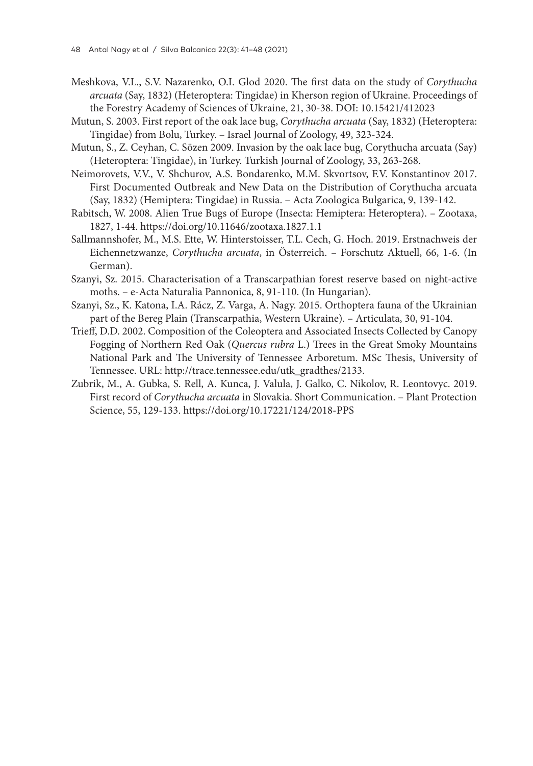Meshkova, V.L., S.V. Nazarenko, O.I. Glod 2020. The first data on the study of *Corythucha arcuata* (Say, 1832) (Heteroptera: Tingidae) in Kherson region of Ukraine. Proceedings of the Forestry Academy of Sciences of Ukraine, 21, 30-38. DOI: 10.15421/412023

Mutun, S. 2003. First report of the oak lace bug, *Corythucha arcuata* (Say, 1832) (Heteroptera: Tingidae) from Bolu, Turkey. – Israel Journal of Zoology, 49, 323-324.

Mutun, S., Z. Ceyhan, C. Sözen 2009. Invasion by the oak lace bug, Corythucha arcuata (Say) (Heteroptera: Tingidae), in Turkey. Turkish Journal of Zoology, 33, 263-268.

Neimorovets, V.V., V. Shchurov, A.S. Bondarenko, M.M. Skvortsov, F.V. Konstantinov 2017. First Documented Outbreak and New Data on the Distribution of Corythucha arcuata (Say, 1832) (Hemiptera: Tingidae) in Russia. – Acta Zoologica Bulgarica, 9, 139-142.

Rabitsch, W. 2008. Alien True Bugs of Europe (Insecta: Hemiptera: Heteroptera). – Zootaxa, 1827, 1-44. https://doi.org/10.11646/zootaxa.1827.1.1

Sallmannshofer, M., M.S. Ette, W. Hinterstoisser, T.L. Cech, G. Hoch. 2019. Erstnachweis der Eichennetzwanze, *Corythucha arcuata*, in Österreich. – Forschutz Aktuell, 66, 1-6. (In German).

Szanyi, Sz. 2015. Characterisation of a Transcarpathian forest reserve based on night-active moths. – e-Acta Naturalia Pannonica, 8, 91-110. (In Hungarian).

Szanyi, Sz., K. Katona, I.A. Rácz, Z. Varga, A. Nagy. 2015. Orthoptera fauna of the Ukrainian part of the Bereg Plain (Transcarpathia, Western Ukraine). – Articulata, 30, 91-104.

Trieff, D.D. 2002. Composition of the Coleoptera and Associated Insects Collected by Canopy Fogging of Northern Red Oak (*Quercus rubra* L.) Trees in the Great Smoky Mountains National Park and The University of Tennessee Arboretum. MSc Thesis, University of Tennessee. URL: http://trace.tennessee.edu/utk_gradthes/2133.

Zubrik, M., A. Gubka, S. Rell, A. Kunca, J. Valula, J. Galko, C. Nikolov, R. Leontovyc. 2019. First record of *Corythucha arcuata* in Slovakia. Short Communication. – Plant Protection Science, 55, 129-133. https://doi.org/10.17221/124/2018-PPS